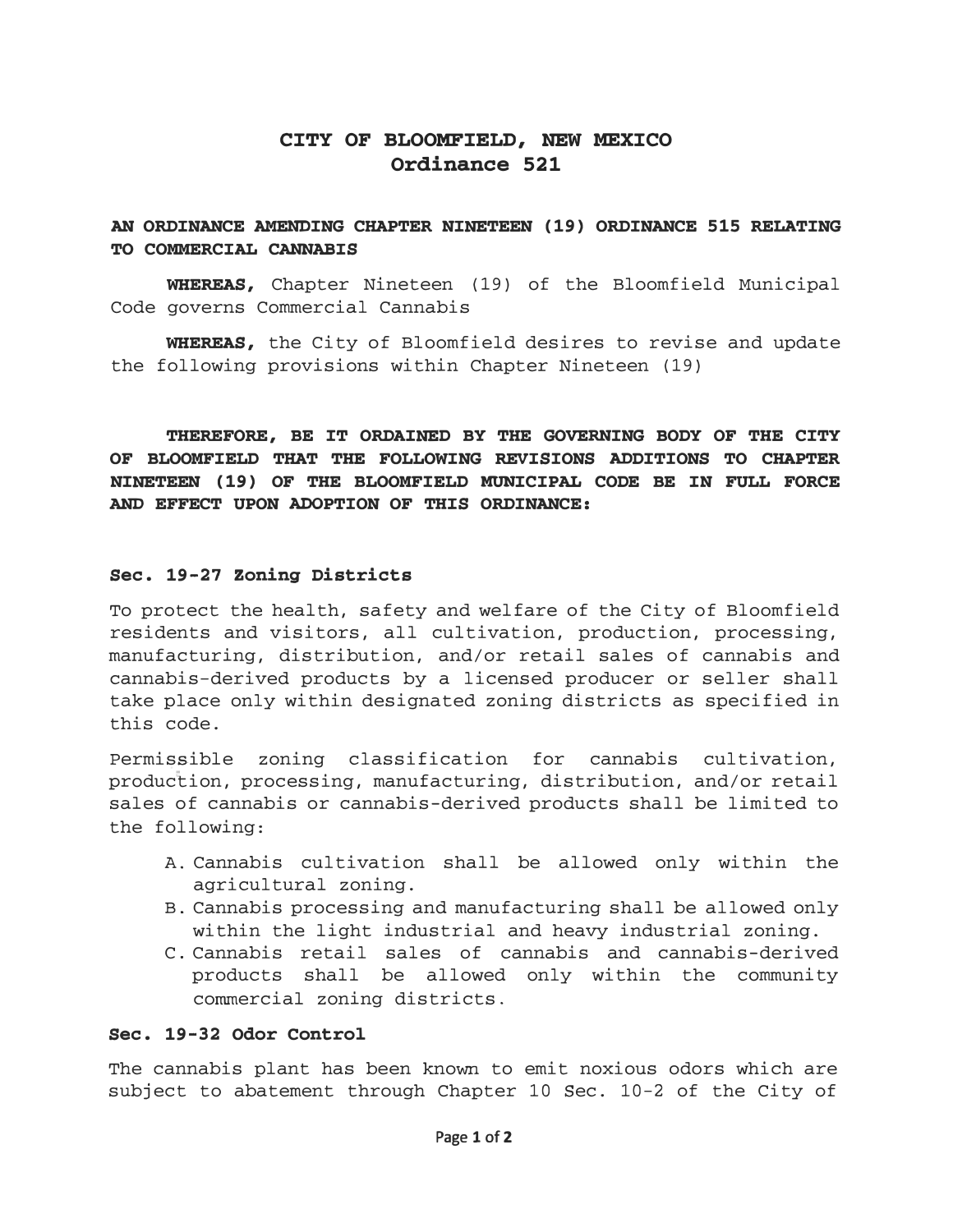# CITY OF BLOOMFIELD, NEW MEXICO
## Ordinance 521

**AN ORDINANCE AMENDING CHAPTER NINETEEN (19) ORDINANCE 515 RELATING TO COMMERCIAL CANNABIS**

**WHEREAS,** Chapter Nineteen (19) of the Bloomfield Municipal Code governs Commercial Cannabis

**WHEREAS,** the City of Bloomfield desires to revise and update the following provisions within Chapter Nineteen (19)

**THEREFORE, BE IT ORDAINED BY THE GOVERNING BODY OF THE CITY OF BLOOMFIELD THAT THE FOLLOWING REVISIONS ADDITIONS TO CHAPTER NINETEEN (19) OF THE BLOOMFIELD MUNICIPAL CODE BE IN FULL FORCE AND EFFECT UPON ADOPTION OF THIS ORDINANCE:**

### Sec. 19-27 Zoning Districts

To protect the health, safety and welfare of the City of Bloomfield residents and visitors, all cultivation, production, processing, manufacturing, distribution, and/or retail sales of cannabis and cannabis-derived products by a licensed producer or seller shall take place only within designated zoning districts as specified in this code.

Permissible zoning classification for cannabis cultivation, production, processing, manufacturing, distribution, and/or retail sales of cannabis or cannabis-derived products shall be limited to the following:

A. Cannabis cultivation shall be allowed only within the agricultural zoning.
B. Cannabis processing and manufacturing shall be allowed only within the light industrial and heavy industrial zoning.
C. Cannabis retail sales of cannabis and cannabis-derived products shall be allowed only within the community commercial zoning districts.

### Sec. 19-32 Odor Control

The cannabis plant has been known to emit noxious odors which are subject to abatement through Chapter 10 Sec. 10-2 of the City of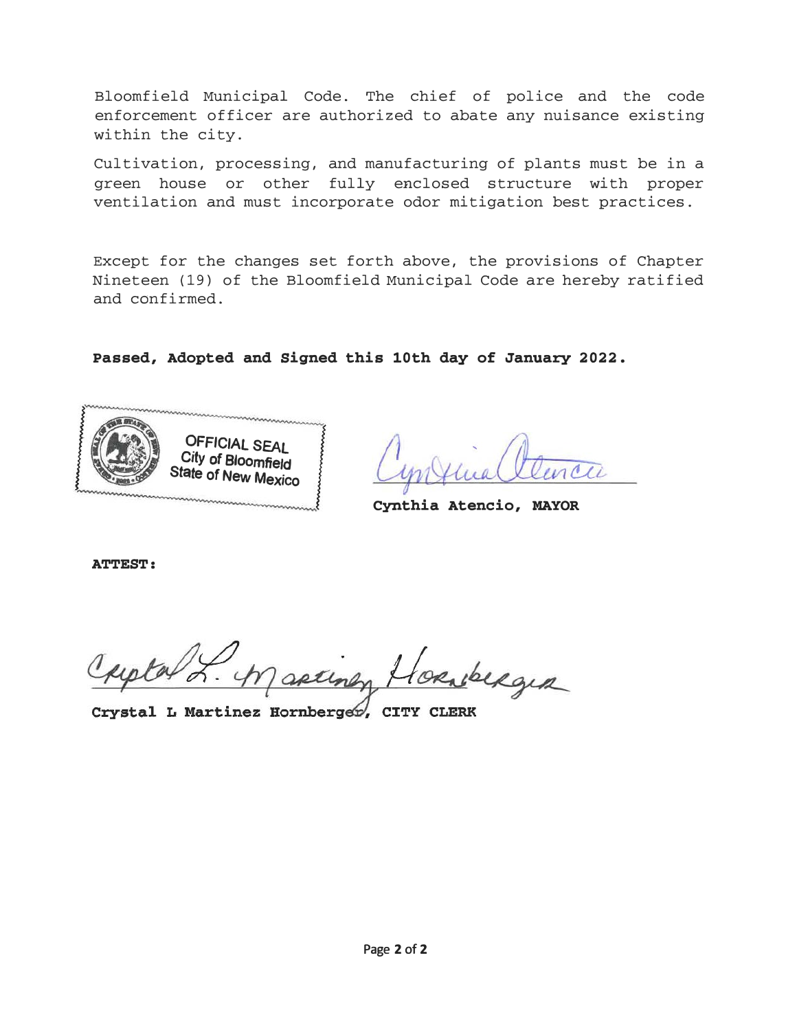Bloomfield Municipal Code. The chief of police and the code enforcement officer are authorized to abate any nuisance existing within the city.

Cultivation, processing, and manufacturing of plants must be in a green house or other fully enclosed structure with proper ventilation and must incorporate odor mitigation best practices.

Except for the changes set forth above, the provisions of Chapter Nineteen (19) of the Bloomfield Municipal Code are hereby ratified and confirmed.

**Passed, Adopted and Signed this 10th day of January 2022.**

OFFICIAL SEAL
City of Bloomfield
State of New Mexico

**Cynthia Atencio, MAYOR**

**ATTEST:**

**Crystal L Martinez Hornberger, CITY CLERK**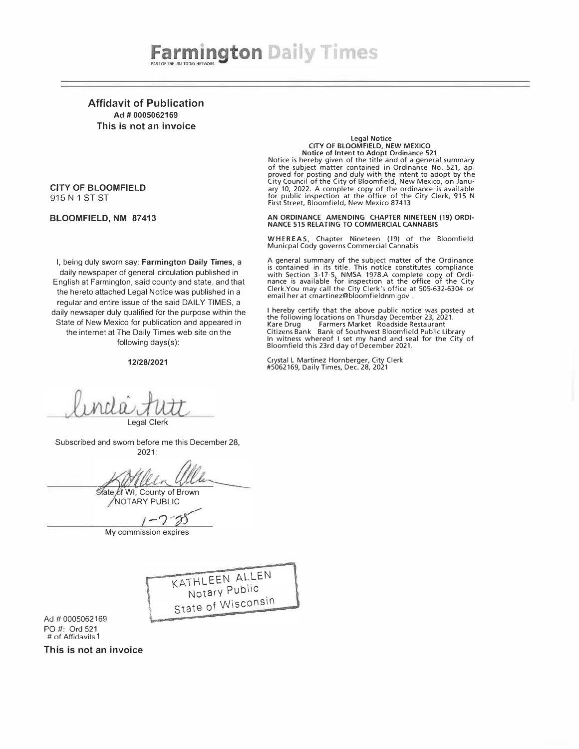# Farmington Daily Times

PART OF THE USA TODAY NETWORK

## Affidavit of Publication

**Ad # 0005062169**

**This is not an invoice**

**CITY OF BLOOMFIELD**
915 N 1 ST ST

**BLOOMFIELD, NM 87413**

I, being duly sworn say: **Farmington Daily Times**, a daily newspaper of general circulation published in English at Farmington, said county and state, and that the hereto attached Legal Notice was published in a regular and entire issue of the said DAILY TIMES, a daily newsaper duly qualified for the purpose within the State of New Mexico for publication and appeared in the internet at The Daily Times web site on the following days(s):

**12/28/2021**

Linda Tutt
Legal Clerk

Subscribed and sworn before me this December 28, 2021:

Kathleen Allen
State of WI, County of Brown
NOTARY PUBLIC

1-7-25
My commission expires

KATHLEEN ALLEN
Notary Public
State of Wisconsin

Ad # 0005062169
PO #: Ord 521
\# of Affidavits 1

**This is not an invoice**

---

Legal Notice
**CITY OF BLOOMFIELD, NEW MEXICO**
**Notice of Intent to Adopt Ordinance 521**

Notice is hereby given of the title and of a general summary of the subject matter contained in Ordinance No. 521, approved for posting and duly with the intent to adopt by the City Council of the City of Bloomfield, New Mexico, on January 10, 2022. A complete copy of the ordinance is available for public inspection at the office of the City Clerk, 915 N First Street, Bloomfield, New Mexico 87413

**AN ORDINANCE AMENDING CHAPTER NINETEEN (19) ORDINANCE 515 RELATING TO COMMERCIAL CANNABIS**

**WHEREAS**, Chapter Nineteen (19) of the Bloomfield Municpal Cody governs Commercial Cannabis

A general summary of the subject matter of the Ordinance is contained in its title. This notice constitutes compliance with Section 3-17-5, NMSA 1978.A complete copy of Ordinance is available for inspection at the office of the City Clerk.You may call the City Clerk's office at 505-632-6304 or email her at cmartinez@bloomfieldnm.gov .

I hereby certify that the above public notice was posted at the following locations on Thursday December 23, 2021.
Kare Drug Farmers Market Roadside Restaurant
Citizens Bank Bank of Southwest Bloomfield Public Library
In witness whereof I set my hand and seal for the City of Bloomfield this 23rd day of December 2021.

Crystal L Martinez Hornberger, City Clerk
\#5062169, Daily Times, Dec. 28, 2021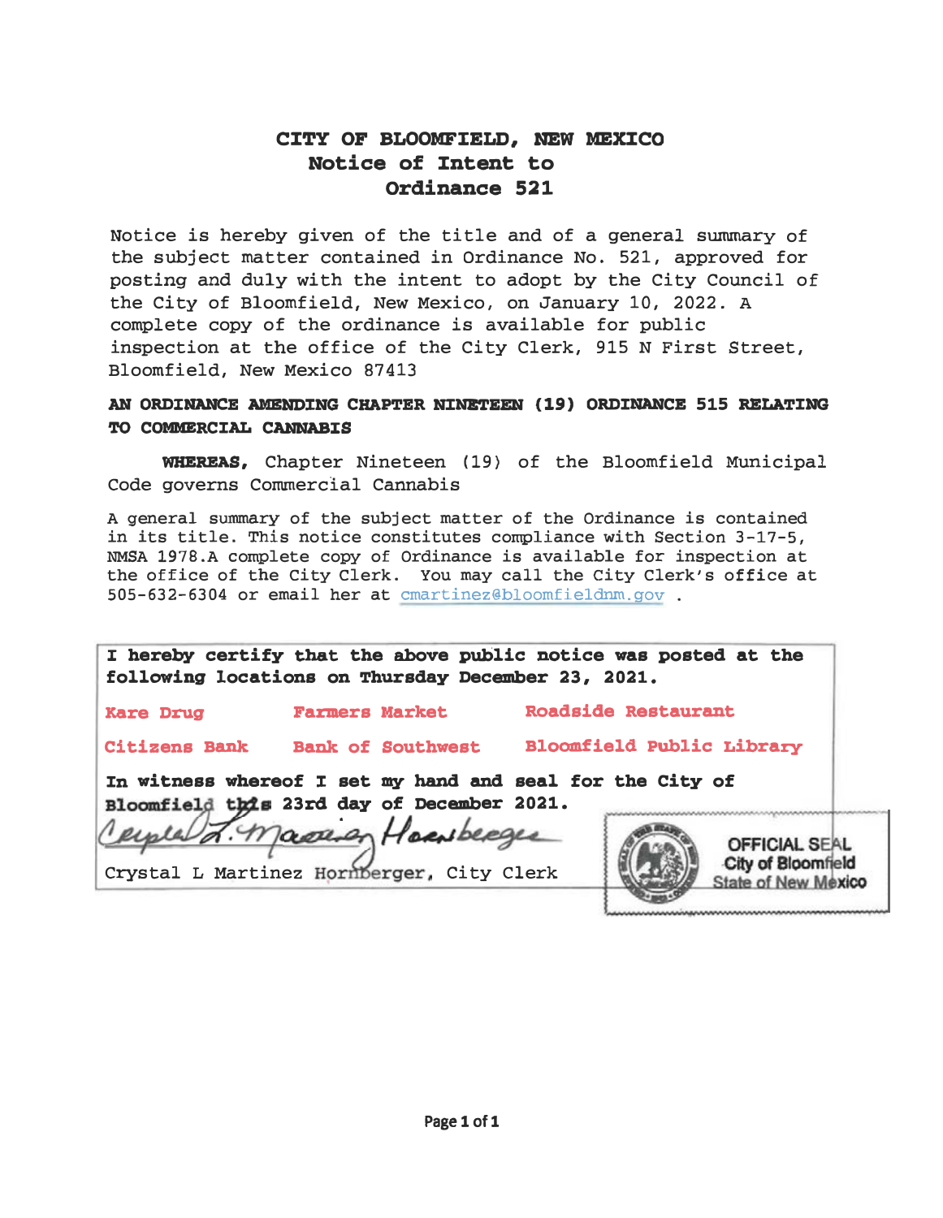# CITY OF BLOOMFIELD, NEW MEXICO
## Notice of Intent to
## Ordinance 521

Notice is hereby given of the title and of a general summary of the subject matter contained in Ordinance No. 521, approved for posting and duly with the intent to adopt by the City Council of the City of Bloomfield, New Mexico, on January 10, 2022. A complete copy of the ordinance is available for public inspection at the office of the City Clerk, 915 N First Street, Bloomfield, New Mexico 87413

**AN ORDINANCE AMENDING CHAPTER NINETEEN (19) ORDINANCE 515 RELATING TO COMMERCIAL CANNABIS**

**WHEREAS,** Chapter Nineteen (19) of the Bloomfield Municipal Code governs Commercial Cannabis

A general summary of the subject matter of the Ordinance is contained in its title. This notice constitutes compliance with Section 3-17-5, NMSA 1978.A complete copy of Ordinance is available for inspection at the office of the City Clerk. You may call the City Clerk's office at 505-632-6304 or email her at cmartinez@bloomfieldnm.gov .

**I hereby certify that the above public notice was posted at the following locations on Thursday December 23, 2021.**

| | | |
|---|---|---|
| Kare Drug | Farmers Market | Roadside Restaurant |
| Citizens Bank | Bank of Southwest | Bloomfield Public Library |

**In witness whereof I set my hand and seal for the City of Bloomfield this 23rd day of December 2021.**

Crystal L Martinez Hornberger, City Clerk

OFFICIAL SEAL
City of Bloomfield
State of New Mexico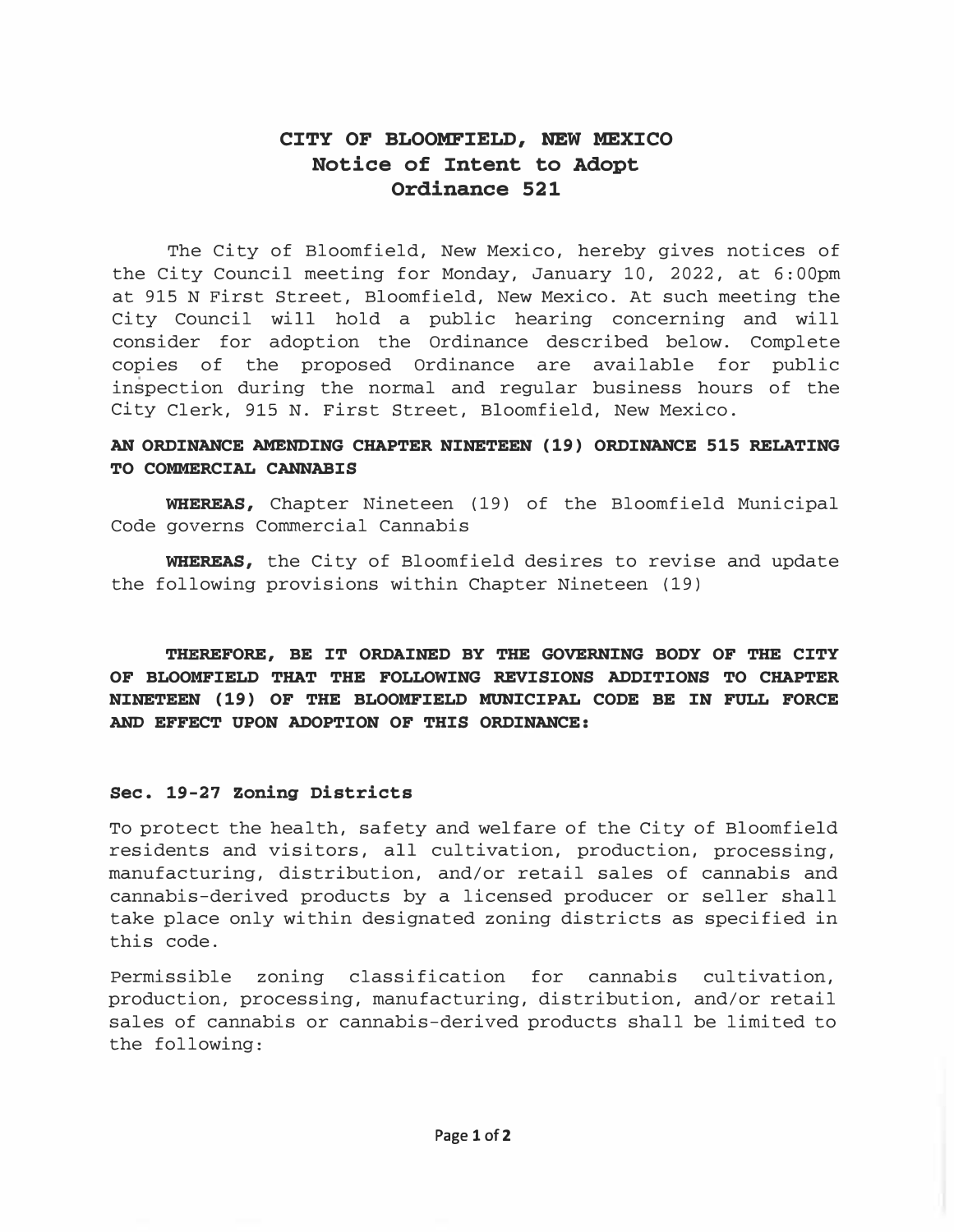# CITY OF BLOOMFIELD, NEW MEXICO
## Notice of Intent to Adopt
## Ordinance 521

The City of Bloomfield, New Mexico, hereby gives notices of the City Council meeting for Monday, January 10, 2022, at 6:00pm at 915 N First Street, Bloomfield, New Mexico. At such meeting the City Council will hold a public hearing concerning and will consider for adoption the Ordinance described below. Complete copies of the proposed Ordinance are available for public inspection during the normal and regular business hours of the City Clerk, 915 N. First Street, Bloomfield, New Mexico.

**AN ORDINANCE AMENDING CHAPTER NINETEEN (19) ORDINANCE 515 RELATING TO COMMERCIAL CANNABIS**

**WHEREAS,** Chapter Nineteen (19) of the Bloomfield Municipal Code governs Commercial Cannabis

**WHEREAS,** the City of Bloomfield desires to revise and update the following provisions within Chapter Nineteen (19)

**THEREFORE, BE IT ORDAINED BY THE GOVERNING BODY OF THE CITY OF BLOOMFIELD THAT THE FOLLOWING REVISIONS ADDITIONS TO CHAPTER NINETEEN (19) OF THE BLOOMFIELD MUNICIPAL CODE BE IN FULL FORCE AND EFFECT UPON ADOPTION OF THIS ORDINANCE:**

### Sec. 19-27 Zoning Districts

To protect the health, safety and welfare of the City of Bloomfield residents and visitors, all cultivation, production, processing, manufacturing, distribution, and/or retail sales of cannabis and cannabis-derived products by a licensed producer or seller shall take place only within designated zoning districts as specified in this code.

Permissible zoning classification for cannabis cultivation, production, processing, manufacturing, distribution, and/or retail sales of cannabis or cannabis-derived products shall be limited to the following: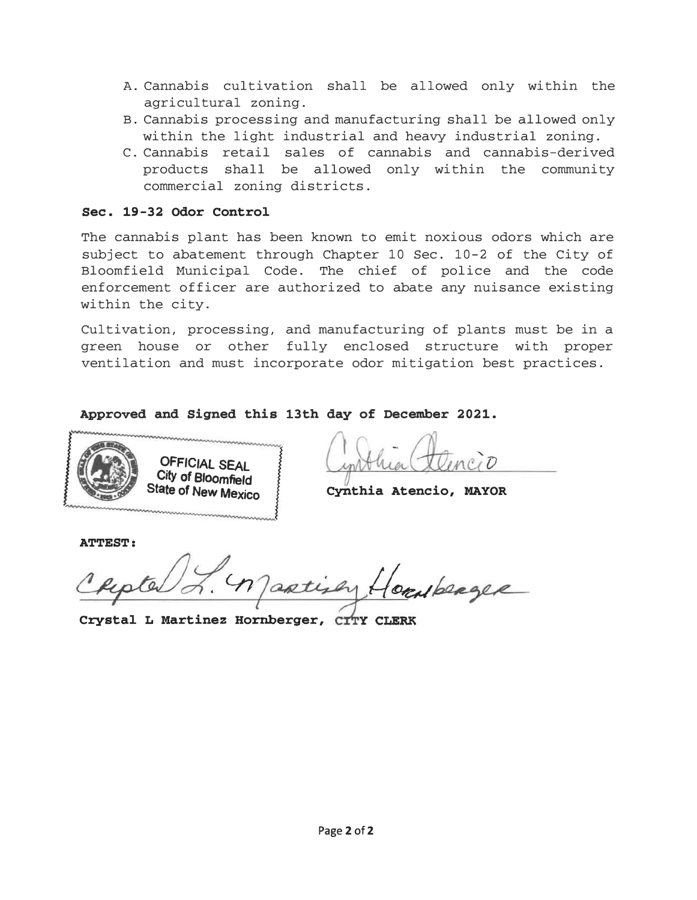A. Cannabis cultivation shall be allowed only within the agricultural zoning.
B. Cannabis processing and manufacturing shall be allowed only within the light industrial and heavy industrial zoning.
C. Cannabis retail sales of cannabis and cannabis-derived products shall be allowed only within the community commercial zoning districts.

**Sec. 19-32 Odor Control**

The cannabis plant has been known to emit noxious odors which are subject to abatement through Chapter 10 Sec. 10-2 of the City of Bloomfield Municipal Code. The chief of police and the code enforcement officer are authorized to abate any nuisance existing within the city.

Cultivation, processing, and manufacturing of plants must be in a green house or other fully enclosed structure with proper ventilation and must incorporate odor mitigation best practices.

**Approved and Signed this 13th day of December 2021.**

OFFICIAL SEAL
City of Bloomfield
State of New Mexico

Cynthia Atencio

**Cynthia Atencio, MAYOR**

**ATTEST:**

Crystal L. Martinez Hornberger

**Crystal L Martinez Hornberger, CITY CLERK**